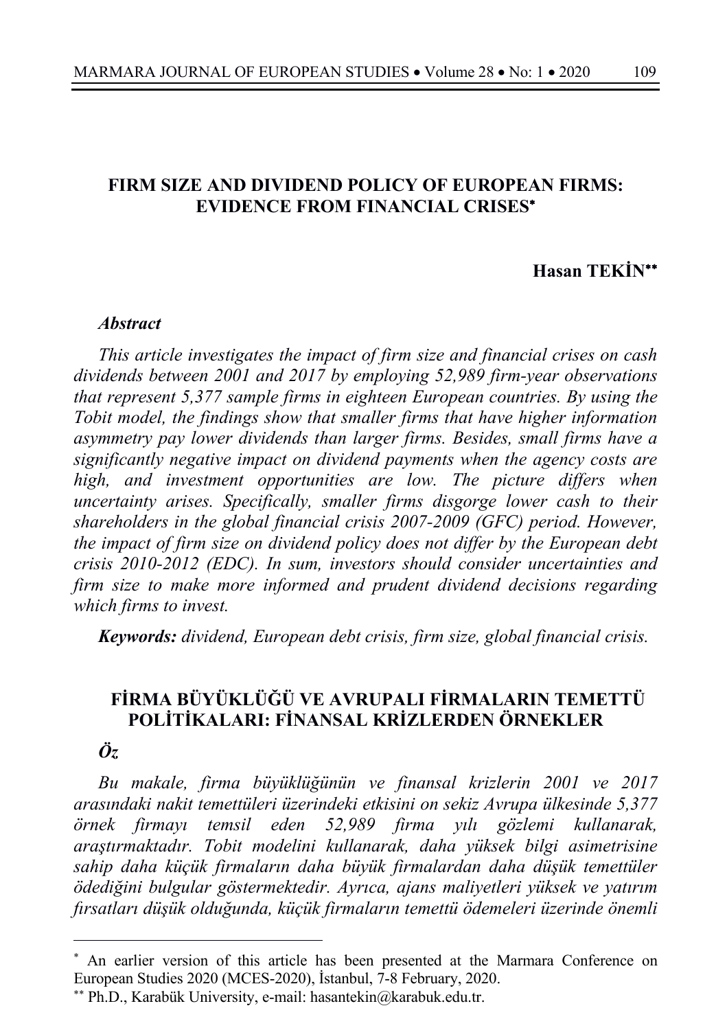# FIRM SIZE AND DIVIDEND POLICY OF EUROPEAN FIRMS: EVIDENCE FROM FINANCIAL CRISES[*]

**Hasan TEKİN**[**]

### *Abstract*

*This article investigates the impact of firm size and financial crises on cash dividends between 2001 and 2017 by employing 52,989 firm-year observations that represent 5,377 sample firms in eighteen European countries. By using the Tobit model, the findings show that smaller firms that have higher information asymmetry pay lower dividends than larger firms. Besides, small firms have a significantly negative impact on dividend payments when the agency costs are high, and investment opportunities are low. The picture differs when uncertainty arises. Specifically, smaller firms disgorge lower cash to their shareholders in the global financial crisis 2007-2009 (GFC) period. However, the impact of firm size on dividend policy does not differ by the European debt crisis 2010-2012 (EDC). In sum, investors should consider uncertainties and firm size to make more informed and prudent dividend decisions regarding which firms to invest.*

***Keywords:*** *dividend, European debt crisis, firm size, global financial crisis.*

# FİRMA BÜYÜKLÜĞÜ VE AVRUPALI FİRMALARIN TEMETTÜ POLİTİKALARI: FİNANSAL KRİZLERDEN ÖRNEKLER

### *Öz*

*Bu makale, firma büyüklüğünün ve finansal krizlerin 2001 ve 2017 arasındaki nakit temettüleri üzerindeki etkisini on sekiz Avrupa ülkesinde 5,377 örnek firmayı temsil eden 52,989 firma yılı gözlemi kullanarak, araştırmaktadır. Tobit modelini kullanarak, daha yüksek bilgi asimetrisine sahip daha küçük firmaların daha büyük firmalardan daha düşük temettüler ödediğini bulgular göstermektedir. Ayrıca, ajans maliyetleri yüksek ve yatırım fırsatları düşük olduğunda, küçük firmaların temettü ödemeleri üzerinde önemli*

---

[*] An earlier version of this article has been presented at the Marmara Conference on European Studies 2020 (MCES-2020), İstanbul, 7-8 February, 2020.

[**] Ph.D., Karabük University, e-mail: hasantekin@karabuk.edu.tr.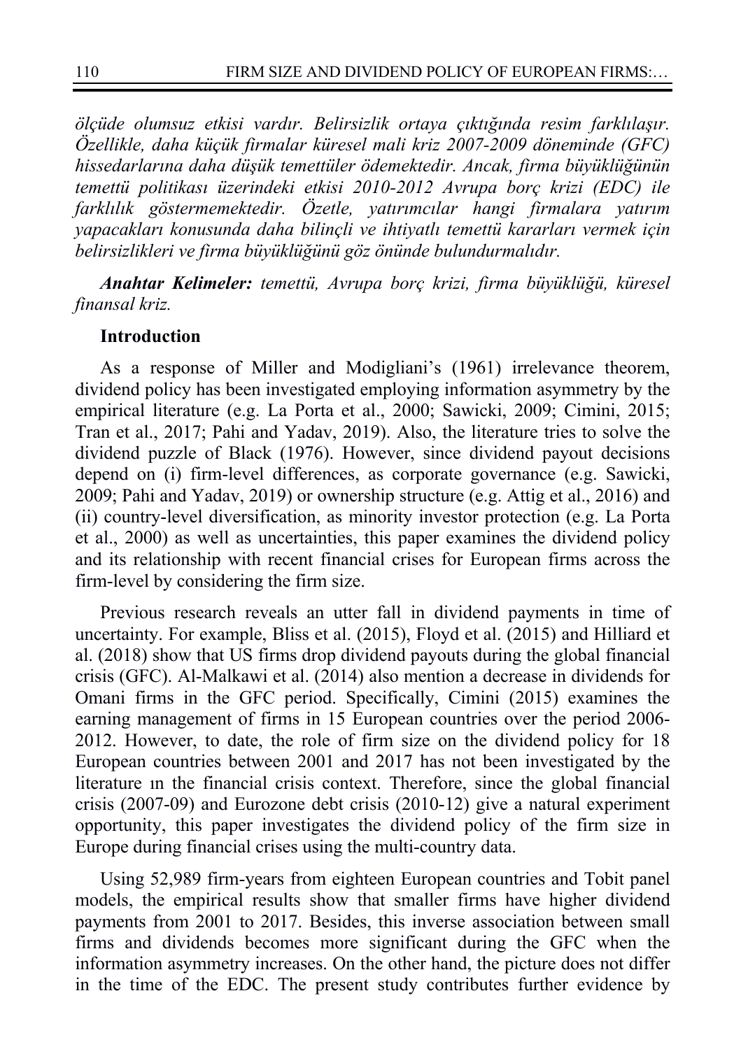*ölçüde olumsuz etkisi vardır. Belirsizlik ortaya çıktığında resim farklılaşır. Özellikle, daha küçük firmalar küresel mali kriz 2007-2009 döneminde (GFC) hissedarlarına daha düşük temettüler ödemektedir. Ancak, firma büyüklüğünün temettü politikası üzerindeki etkisi 2010-2012 Avrupa borç krizi (EDC) ile farklılık göstermemektedir. Özetle, yatırımcılar hangi firmalara yatırım yapacakları konusunda daha bilinçli ve ihtiyatlı temettü kararları vermek için belirsizlikleri ve firma büyüklüğünü göz önünde bulundurmalıdır.*

***Anahtar Kelimeler:*** *temettü, Avrupa borç krizi, firma büyüklüğü, küresel finansal kriz.*

## Introduction

As a response of Miller and Modigliani's (1961) irrelevance theorem, dividend policy has been investigated employing information asymmetry by the empirical literature (e.g. La Porta et al., 2000; Sawicki, 2009; Cimini, 2015; Tran et al., 2017; Pahi and Yadav, 2019). Also, the literature tries to solve the dividend puzzle of Black (1976). However, since dividend payout decisions depend on (i) firm-level differences, as corporate governance (e.g. Sawicki, 2009; Pahi and Yadav, 2019) or ownership structure (e.g. Attig et al., 2016) and (ii) country-level diversification, as minority investor protection (e.g. La Porta et al., 2000) as well as uncertainties, this paper examines the dividend policy and its relationship with recent financial crises for European firms across the firm-level by considering the firm size.

Previous research reveals an utter fall in dividend payments in time of uncertainty. For example, Bliss et al. (2015), Floyd et al. (2015) and Hilliard et al. (2018) show that US firms drop dividend payouts during the global financial crisis (GFC). Al-Malkawi et al. (2014) also mention a decrease in dividends for Omani firms in the GFC period. Specifically, Cimini (2015) examines the earning management of firms in 15 European countries over the period 2006-2012. However, to date, the role of firm size on the dividend policy for 18 European countries between 2001 and 2017 has not been investigated by the literature ın the financial crisis context. Therefore, since the global financial crisis (2007-09) and Eurozone debt crisis (2010-12) give a natural experiment opportunity, this paper investigates the dividend policy of the firm size in Europe during financial crises using the multi-country data.

Using 52,989 firm-years from eighteen European countries and Tobit panel models, the empirical results show that smaller firms have higher dividend payments from 2001 to 2017. Besides, this inverse association between small firms and dividends becomes more significant during the GFC when the information asymmetry increases. On the other hand, the picture does not differ in the time of the EDC. The present study contributes further evidence by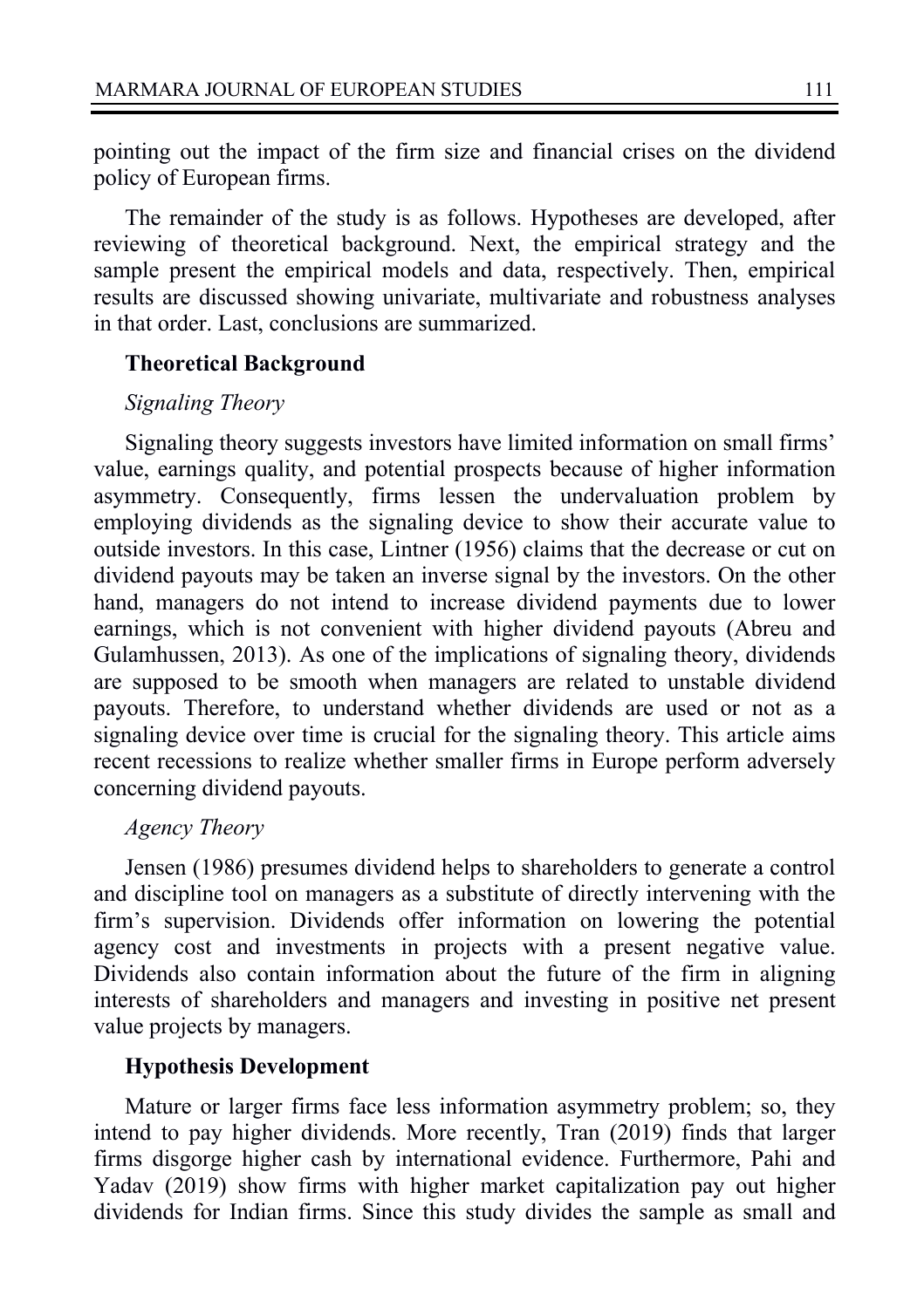pointing out the impact of the firm size and financial crises on the dividend policy of European firms.

The remainder of the study is as follows. Hypotheses are developed, after reviewing of theoretical background. Next, the empirical strategy and the sample present the empirical models and data, respectively. Then, empirical results are discussed showing univariate, multivariate and robustness analyses in that order. Last, conclusions are summarized.

## Theoretical Background

### *Signaling Theory*

Signaling theory suggests investors have limited information on small firms' value, earnings quality, and potential prospects because of higher information asymmetry. Consequently, firms lessen the undervaluation problem by employing dividends as the signaling device to show their accurate value to outside investors. In this case, Lintner (1956) claims that the decrease or cut on dividend payouts may be taken an inverse signal by the investors. On the other hand, managers do not intend to increase dividend payments due to lower earnings, which is not convenient with higher dividend payouts (Abreu and Gulamhussen, 2013). As one of the implications of signaling theory, dividends are supposed to be smooth when managers are related to unstable dividend payouts. Therefore, to understand whether dividends are used or not as a signaling device over time is crucial for the signaling theory. This article aims recent recessions to realize whether smaller firms in Europe perform adversely concerning dividend payouts.

### *Agency Theory*

Jensen (1986) presumes dividend helps to shareholders to generate a control and discipline tool on managers as a substitute of directly intervening with the firm's supervision. Dividends offer information on lowering the potential agency cost and investments in projects with a present negative value. Dividends also contain information about the future of the firm in aligning interests of shareholders and managers and investing in positive net present value projects by managers.

## Hypothesis Development

Mature or larger firms face less information asymmetry problem; so, they intend to pay higher dividends. More recently, Tran (2019) finds that larger firms disgorge higher cash by international evidence. Furthermore, Pahi and Yadav (2019) show firms with higher market capitalization pay out higher dividends for Indian firms. Since this study divides the sample as small and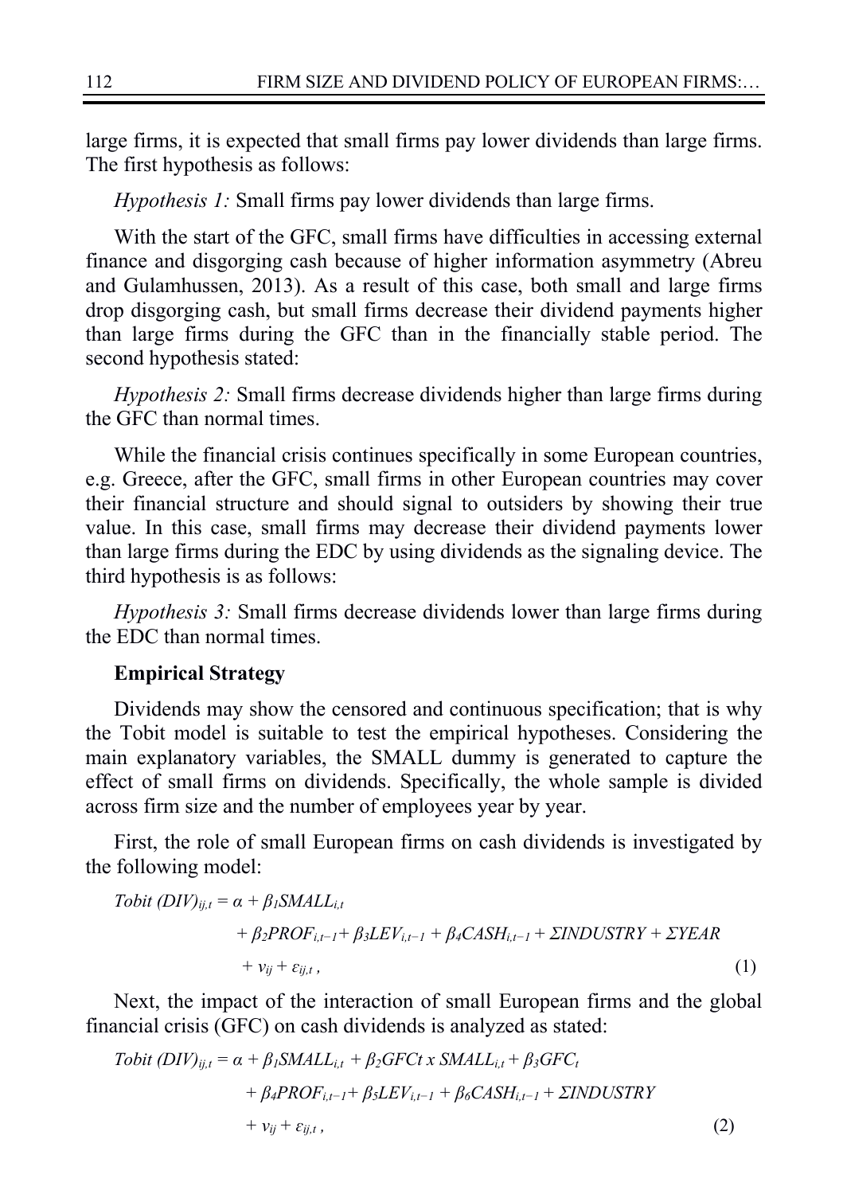large firms, it is expected that small firms pay lower dividends than large firms. The first hypothesis as follows:

*Hypothesis 1:* Small firms pay lower dividends than large firms.

With the start of the GFC, small firms have difficulties in accessing external finance and disgorging cash because of higher information asymmetry (Abreu and Gulamhussen, 2013). As a result of this case, both small and large firms drop disgorging cash, but small firms decrease their dividend payments higher than large firms during the GFC than in the financially stable period. The second hypothesis stated:

*Hypothesis 2:* Small firms decrease dividends higher than large firms during the GFC than normal times.

While the financial crisis continues specifically in some European countries, e.g. Greece, after the GFC, small firms in other European countries may cover their financial structure and should signal to outsiders by showing their true value. In this case, small firms may decrease their dividend payments lower than large firms during the EDC by using dividends as the signaling device. The third hypothesis is as follows:

*Hypothesis 3:* Small firms decrease dividends lower than large firms during the EDC than normal times.

**Empirical Strategy**

Dividends may show the censored and continuous specification; that is why the Tobit model is suitable to test the empirical hypotheses. Considering the main explanatory variables, the SMALL dummy is generated to capture the effect of small firms on dividends. Specifically, the whole sample is divided across firm size and the number of employees year by year.

First, the role of small European firms on cash dividends is investigated by the following model:

$$Tobit\ (DIV)_{ij,t} = \alpha + \beta_1 SMALL_{i,t} + \beta_2 PROF_{i,t-1} + \beta_3 LEV_{i,t-1} + \beta_4 CASH_{i,t-1} + \Sigma INDUSTRY + \Sigma YEAR + v_{ij} + \varepsilon_{ij,t}\,, \quad (1)$$

Next, the impact of the interaction of small European firms and the global financial crisis (GFC) on cash dividends is analyzed as stated:

$$Tobit\ (DIV)_{ij,t} = \alpha + \beta_1 SMALL_{i,t} + \beta_2 GFCt \times SMALL_{i,t} + \beta_3 GFC_t + \beta_4 PROF_{i,t-1} + \beta_5 LEV_{i,t-1} + \beta_6 CASH_{i,t-1} + \Sigma INDUSTRY + v_{ij} + \varepsilon_{ij,t}\,, \quad (2)$$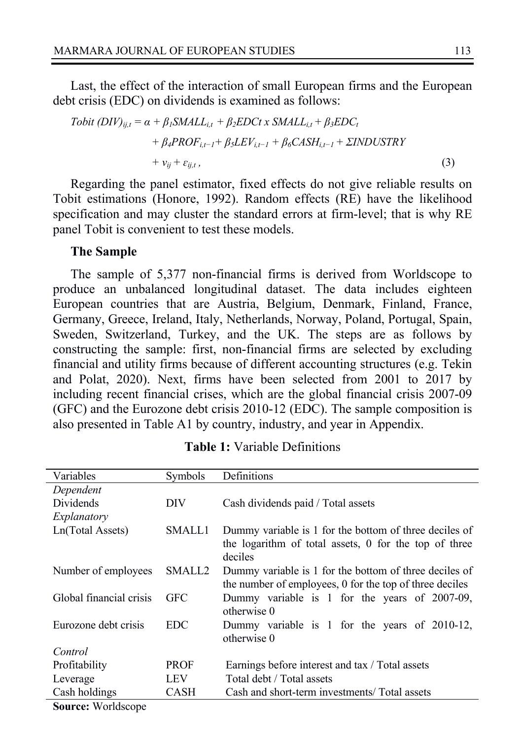Last, the effect of the interaction of small European firms and the European debt crisis (EDC) on dividends is examined as follows:

$$
\begin{aligned}
Tobit\ (DIV)_{ij,t} = \alpha + \beta_1 SMALL_{i,t} + \beta_2 EDCt \times SMALL_{i,t} + \beta_3 EDC_t \\
+ \beta_4 PROF_{i,t-1} + \beta_5 LEV_{i,t-1} + \beta_6 CASH_{i,t-1} + \Sigma INDUSTRY \\
+ v_{ij} + \varepsilon_{ij,t}\,, \qquad (3)
\end{aligned}
$$

Regarding the panel estimator, fixed effects do not give reliable results on Tobit estimations (Honore, 1992). Random effects (RE) have the likelihood specification and may cluster the standard errors at firm-level; that is why RE panel Tobit is convenient to test these models.

**The Sample**

The sample of 5,377 non-financial firms is derived from Worldscope to produce an unbalanced longitudinal dataset. The data includes eighteen European countries that are Austria, Belgium, Denmark, Finland, France, Germany, Greece, Ireland, Italy, Netherlands, Norway, Poland, Portugal, Spain, Sweden, Switzerland, Turkey, and the UK. The steps are as follows by constructing the sample: first, non-financial firms are selected by excluding financial and utility firms because of different accounting structures (e.g. Tekin and Polat, 2020). Next, firms have been selected from 2001 to 2017 by including recent financial crises, which are the global financial crisis 2007-09 (GFC) and the Eurozone debt crisis 2010-12 (EDC). The sample composition is also presented in Table A1 by country, industry, and year in Appendix.

**Table 1:** Variable Definitions

| Variables | Symbols | Definitions |
|---|---|---|
| *Dependent* | | |
| Dividends | DIV | Cash dividends paid / Total assets |
| *Explanatory* | | |
| Ln(Total Assets) | SMALL1 | Dummy variable is 1 for the bottom of three deciles of the logarithm of total assets, 0 for the top of three deciles |
| Number of employees | SMALL2 | Dummy variable is 1 for the bottom of three deciles of the number of employees, 0 for the top of three deciles |
| Global financial crisis | GFC | Dummy variable is 1 for the years of 2007-09, otherwise 0 |
| Eurozone debt crisis | EDC | Dummy variable is 1 for the years of 2010-12, otherwise 0 |
| *Control* | | |
| Profitability | PROF | Earnings before interest and tax / Total assets |
| Leverage | LEV | Total debt / Total assets |
| Cash holdings | CASH | Cash and short-term investments/ Total assets |

**Source:** Worldscope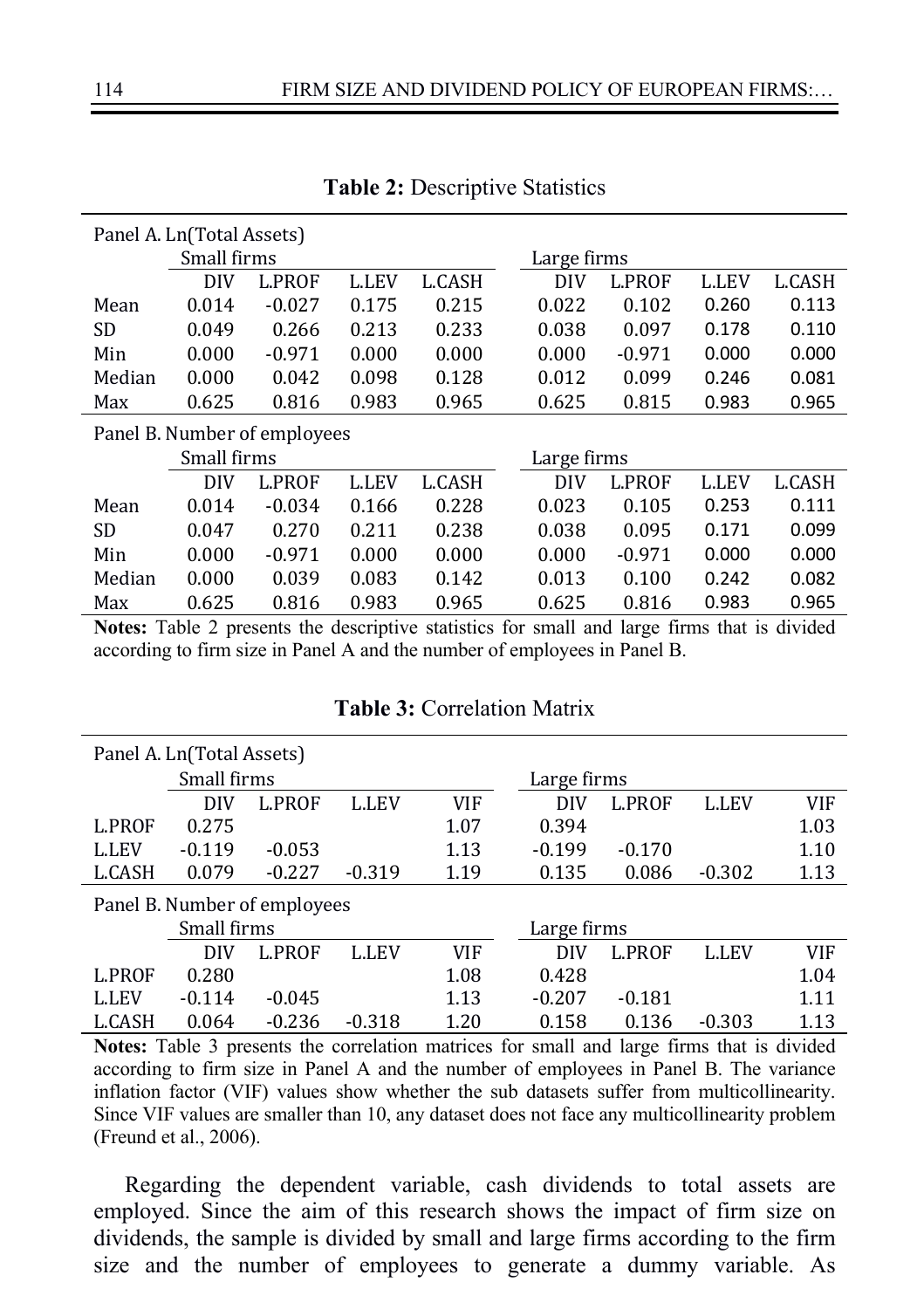**Table 2:** Descriptive Statistics

| Panel A. Ln(Total Assets) | | | | | | | | |
|---|---|---|---|---|---|---|---|---|
| | Small firms | | | | Large firms | | | |
| | DIV | L.PROF | L.LEV | L.CASH | DIV | L.PROF | L.LEV | L.CASH |
| Mean | 0.014 | -0.027 | 0.175 | 0.215 | 0.022 | 0.102 | 0.260 | 0.113 |
| SD | 0.049 | 0.266 | 0.213 | 0.233 | 0.038 | 0.097 | 0.178 | 0.110 |
| Min | 0.000 | -0.971 | 0.000 | 0.000 | 0.000 | -0.971 | 0.000 | 0.000 |
| Median | 0.000 | 0.042 | 0.098 | 0.128 | 0.012 | 0.099 | 0.246 | 0.081 |
| Max | 0.625 | 0.816 | 0.983 | 0.965 | 0.625 | 0.815 | 0.983 | 0.965 |
| **Panel B. Number of employees** | | | | | | | | |
| | Small firms | | | | Large firms | | | |
| | DIV | L.PROF | L.LEV | L.CASH | DIV | L.PROF | L.LEV | L.CASH |
| Mean | 0.014 | -0.034 | 0.166 | 0.228 | 0.023 | 0.105 | 0.253 | 0.111 |
| SD | 0.047 | 0.270 | 0.211 | 0.238 | 0.038 | 0.095 | 0.171 | 0.099 |
| Min | 0.000 | -0.971 | 0.000 | 0.000 | 0.000 | -0.971 | 0.000 | 0.000 |
| Median | 0.000 | 0.039 | 0.083 | 0.142 | 0.013 | 0.100 | 0.242 | 0.082 |
| Max | 0.625 | 0.816 | 0.983 | 0.965 | 0.625 | 0.816 | 0.983 | 0.965 |

**Notes:** Table 2 presents the descriptive statistics for small and large firms that is divided according to firm size in Panel A and the number of employees in Panel B.

**Table 3:** Correlation Matrix

| Panel A. Ln(Total Assets) | | | | | | | | |
|---|---|---|---|---|---|---|---|---|
| | Small firms | | | | Large firms | | | |
| | DIV | L.PROF | L.LEV | VIF | DIV | L.PROF | L.LEV | VIF |
| L.PROF | 0.275 | | | 1.07 | 0.394 | | | 1.03 |
| L.LEV | -0.119 | -0.053 | | 1.13 | -0.199 | -0.170 | | 1.10 |
| L.CASH | 0.079 | -0.227 | -0.319 | 1.19 | 0.135 | 0.086 | -0.302 | 1.13 |
| **Panel B. Number of employees** | | | | | | | | |
| | Small firms | | | | Large firms | | | |
| | DIV | L.PROF | L.LEV | VIF | DIV | L.PROF | L.LEV | VIF |
| L.PROF | 0.280 | | | 1.08 | 0.428 | | | 1.04 |
| L.LEV | -0.114 | -0.045 | | 1.13 | -0.207 | -0.181 | | 1.11 |
| L.CASH | 0.064 | -0.236 | -0.318 | 1.20 | 0.158 | 0.136 | -0.303 | 1.13 |

**Notes:** Table 3 presents the correlation matrices for small and large firms that is divided according to firm size in Panel A and the number of employees in Panel B. The variance inflation factor (VIF) values show whether the sub datasets suffer from multicollinearity. Since VIF values are smaller than 10, any dataset does not face any multicollinearity problem (Freund et al., 2006).

Regarding the dependent variable, cash dividends to total assets are employed. Since the aim of this research shows the impact of firm size on dividends, the sample is divided by small and large firms according to the firm size and the number of employees to generate a dummy variable. As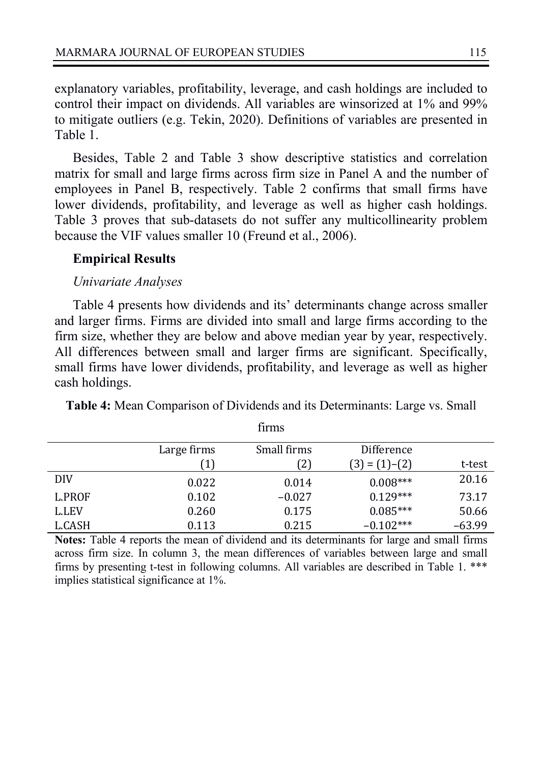explanatory variables, profitability, leverage, and cash holdings are included to control their impact on dividends. All variables are winsorized at 1% and 99% to mitigate outliers (e.g. Tekin, 2020). Definitions of variables are presented in Table 1.

Besides, Table 2 and Table 3 show descriptive statistics and correlation matrix for small and large firms across firm size in Panel A and the number of employees in Panel B, respectively. Table 2 confirms that small firms have lower dividends, profitability, and leverage as well as higher cash holdings. Table 3 proves that sub-datasets do not suffer any multicollinearity problem because the VIF values smaller 10 (Freund et al., 2006).

### Empirical Results

#### *Univariate Analyses*

Table 4 presents how dividends and its' determinants change across smaller and larger firms. Firms are divided into small and large firms according to the firm size, whether they are below and above median year by year, respectively. All differences between small and larger firms are significant. Specifically, small firms have lower dividends, profitability, and leverage as well as higher cash holdings.

**Table 4:** Mean Comparison of Dividends and its Determinants: Large vs. Small firms

| | Large firms (1) | Small firms (2) | Difference (3) = (1)–(2) | t-test |
|---|---|---|---|---|
| DIV | 0.022 | 0.014 | 0.008*** | 20.16 |
| L.PROF | 0.102 | −0.027 | 0.129*** | 73.17 |
| L.LEV | 0.260 | 0.175 | 0.085*** | 50.66 |
| L.CASH | 0.113 | 0.215 | −0.102*** | −63.99 |

**Notes:** Table 4 reports the mean of dividend and its determinants for large and small firms across firm size. In column 3, the mean differences of variables between large and small firms by presenting t-test in following columns. All variables are described in Table 1. *** implies statistical significance at 1%.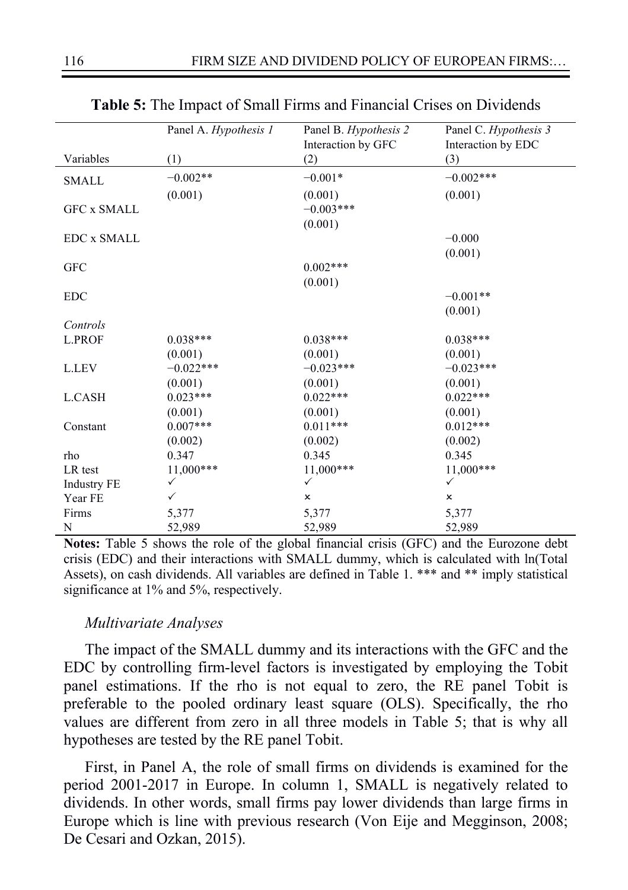**Table 5:** The Impact of Small Firms and Financial Crises on Dividends

| Variables | Panel A. *Hypothesis 1* (1) | Panel B. *Hypothesis 2* Interaction by GFC (2) | Panel C. *Hypothesis 3* Interaction by EDC (3) |
|---|---|---|---|
| SMALL | −0.002** | −0.001* | −0.002*** |
| | (0.001) | (0.001) | (0.001) |
| GFC x SMALL | | −0.003*** | |
| | | (0.001) | |
| EDC x SMALL | | | −0.000 |
| | | | (0.001) |
| GFC | | 0.002*** | |
| | | (0.001) | |
| EDC | | | −0.001** |
| | | | (0.001) |
| *Controls* | | | |
| L.PROF | 0.038*** | 0.038*** | 0.038*** |
| | (0.001) | (0.001) | (0.001) |
| L.LEV | −0.022*** | −0.023*** | −0.023*** |
| | (0.001) | (0.001) | (0.001) |
| L.CASH | 0.023*** | 0.022*** | 0.022*** |
| | (0.001) | (0.001) | (0.001) |
| Constant | 0.007*** | 0.011*** | 0.012*** |
| | (0.002) | (0.002) | (0.002) |
| rho | 0.347 | 0.345 | 0.345 |
| LR test | 11,000*** | 11,000*** | 11,000*** |
| Industry FE | ✓ | ✓ | ✓ |
| Year FE | ✓ | × | × |
| Firms | 5,377 | 5,377 | 5,377 |
| N | 52,989 | 52,989 | 52,989 |

**Notes:** Table 5 shows the role of the global financial crisis (GFC) and the Eurozone debt crisis (EDC) and their interactions with SMALL dummy, which is calculated with ln(Total Assets), on cash dividends. All variables are defined in Table 1. *** and ** imply statistical significance at 1% and 5%, respectively.

### *Multivariate Analyses*

The impact of the SMALL dummy and its interactions with the GFC and the EDC by controlling firm-level factors is investigated by employing the Tobit panel estimations. If the rho is not equal to zero, the RE panel Tobit is preferable to the pooled ordinary least square (OLS). Specifically, the rho values are different from zero in all three models in Table 5; that is why all hypotheses are tested by the RE panel Tobit.

First, in Panel A, the role of small firms on dividends is examined for the period 2001-2017 in Europe. In column 1, SMALL is negatively related to dividends. In other words, small firms pay lower dividends than large firms in Europe which is line with previous research (Von Eije and Megginson, 2008; De Cesari and Ozkan, 2015).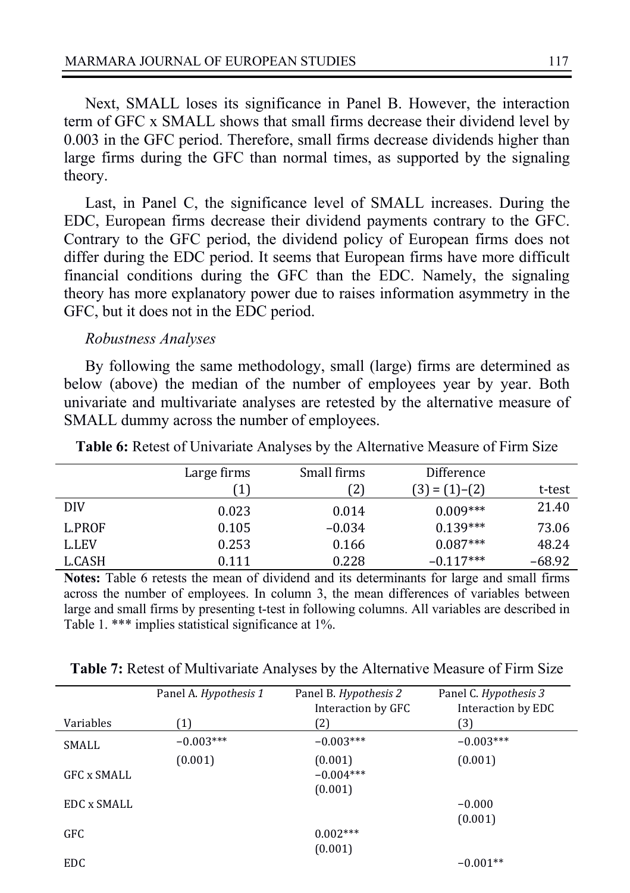Next, SMALL loses its significance in Panel B. However, the interaction term of GFC x SMALL shows that small firms decrease their dividend level by 0.003 in the GFC period. Therefore, small firms decrease dividends higher than large firms during the GFC than normal times, as supported by the signaling theory.

Last, in Panel C, the significance level of SMALL increases. During the EDC, European firms decrease their dividend payments contrary to the GFC. Contrary to the GFC period, the dividend policy of European firms does not differ during the EDC period. It seems that European firms have more difficult financial conditions during the GFC than the EDC. Namely, the signaling theory has more explanatory power due to raises information asymmetry in the GFC, but it does not in the EDC period.

*Robustness Analyses*

By following the same methodology, small (large) firms are determined as below (above) the median of the number of employees year by year. Both univariate and multivariate analyses are retested by the alternative measure of SMALL dummy across the number of employees.

**Table 6:** Retest of Univariate Analyses by the Alternative Measure of Firm Size

| | Large firms (1) | Small firms (2) | Difference (3) = (1)–(2) | t-test |
|---|---|---|---|---|
| DIV | 0.023 | 0.014 | 0.009*** | 21.40 |
| L.PROF | 0.105 | −0.034 | 0.139*** | 73.06 |
| L.LEV | 0.253 | 0.166 | 0.087*** | 48.24 |
| L.CASH | 0.111 | 0.228 | −0.117*** | −68.92 |

**Notes:** Table 6 retests the mean of dividend and its determinants for large and small firms across the number of employees. In column 3, the mean differences of variables between large and small firms by presenting t-test in following columns. All variables are described in Table 1. *** implies statistical significance at 1%.

**Table 7:** Retest of Multivariate Analyses by the Alternative Measure of Firm Size

| Variables | Panel A. *Hypothesis 1* (1) | Panel B. *Hypothesis 2* Interaction by GFC (2) | Panel C. *Hypothesis 3* Interaction by EDC (3) |
|---|---|---|---|
| SMALL | −0.003*** | −0.003*** | −0.003*** |
| | (0.001) | (0.001) | (0.001) |
| GFC x SMALL | | −0.004*** | |
| | | (0.001) | |
| EDC x SMALL | | | −0.000 |
| | | | (0.001) |
| GFC | | 0.002*** | |
| | | (0.001) | |
| EDC | | | −0.001** |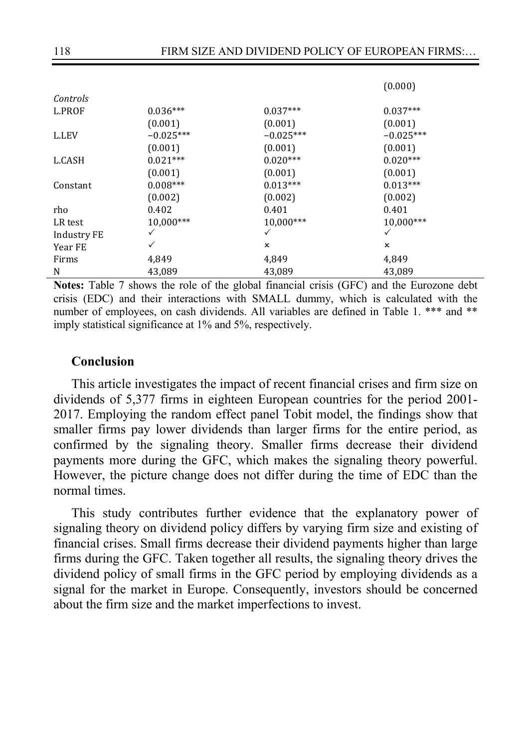|  |  |  |  |
|---|---|---|---|
|  |  |  | (0.000) |
| *Controls* |  |  |  |
| L.PROF | 0.036*** | 0.037*** | 0.037*** |
|  | (0.001) | (0.001) | (0.001) |
| L.LEV | −0.025*** | −0.025*** | −0.025*** |
|  | (0.001) | (0.001) | (0.001) |
| L.CASH | 0.021*** | 0.020*** | 0.020*** |
|  | (0.001) | (0.001) | (0.001) |
| Constant | 0.008*** | 0.013*** | 0.013*** |
|  | (0.002) | (0.002) | (0.002) |
| rho | 0.402 | 0.401 | 0.401 |
| LR test | 10,000*** | 10,000*** | 10,000*** |
| Industry FE | ✓ | ✓ | ✓ |
| Year FE | ✓ | × | × |
| Firms | 4,849 | 4,849 | 4,849 |
| N | 43,089 | 43,089 | 43,089 |

**Notes:** Table 7 shows the role of the global financial crisis (GFC) and the Eurozone debt crisis (EDC) and their interactions with SMALL dummy, which is calculated with the number of employees, on cash dividends. All variables are defined in Table 1. *** and ** imply statistical significance at 1% and 5%, respectively.

## Conclusion

This article investigates the impact of recent financial crises and firm size on dividends of 5,377 firms in eighteen European countries for the period 2001-2017. Employing the random effect panel Tobit model, the findings show that smaller firms pay lower dividends than larger firms for the entire period, as confirmed by the signaling theory. Smaller firms decrease their dividend payments more during the GFC, which makes the signaling theory powerful. However, the picture change does not differ during the time of EDC than the normal times.

This study contributes further evidence that the explanatory power of signaling theory on dividend policy differs by varying firm size and existing of financial crises. Small firms decrease their dividend payments higher than large firms during the GFC. Taken together all results, the signaling theory drives the dividend policy of small firms in the GFC period by employing dividends as a signal for the market in Europe. Consequently, investors should be concerned about the firm size and the market imperfections to invest.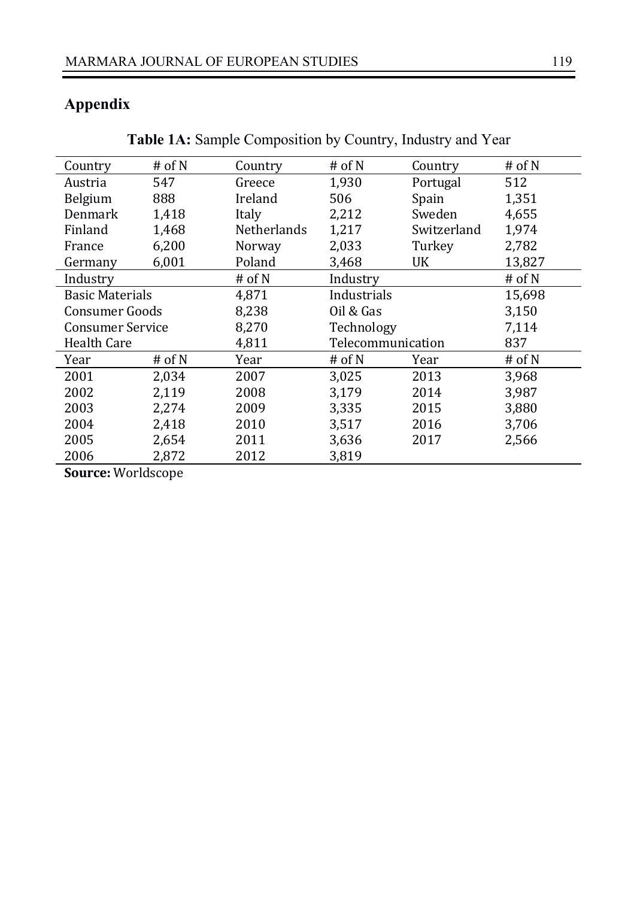## Appendix

**Table 1A:** Sample Composition by Country, Industry and Year

| Country | # of N | Country | # of N | Country | # of N |
|---|---|---|---|---|---|
| Austria | 547 | Greece | 1,930 | Portugal | 512 |
| Belgium | 888 | Ireland | 506 | Spain | 1,351 |
| Denmark | 1,418 | Italy | 2,212 | Sweden | 4,655 |
| Finland | 1,468 | Netherlands | 1,217 | Switzerland | 1,974 |
| France | 6,200 | Norway | 2,033 | Turkey | 2,782 |
| Germany | 6,001 | Poland | 3,468 | UK | 13,827 |
| Industry | | # of N | Industry | | # of N |
| Basic Materials | | 4,871 | Industrials | | 15,698 |
| Consumer Goods | | 8,238 | Oil & Gas | | 3,150 |
| Consumer Service | | 8,270 | Technology | | 7,114 |
| Health Care | | 4,811 | Telecommunication | | 837 |
| Year | # of N | Year | # of N | Year | # of N |
| 2001 | 2,034 | 2007 | 3,025 | 2013 | 3,968 |
| 2002 | 2,119 | 2008 | 3,179 | 2014 | 3,987 |
| 2003 | 2,274 | 2009 | 3,335 | 2015 | 3,880 |
| 2004 | 2,418 | 2010 | 3,517 | 2016 | 3,706 |
| 2005 | 2,654 | 2011 | 3,636 | 2017 | 2,566 |
| 2006 | 2,872 | 2012 | 3,819 | | |

**Source:** Worldscope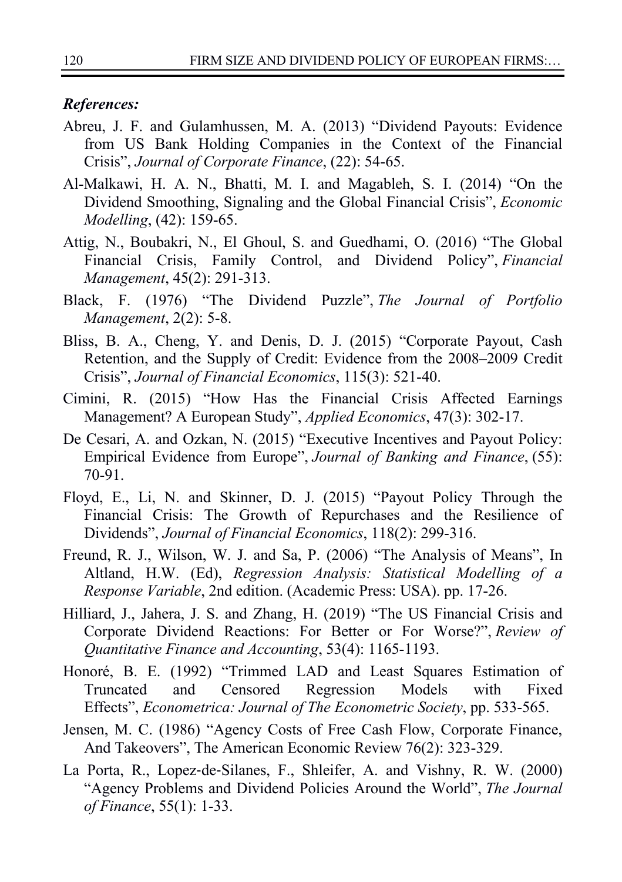***References:***

Abreu, J. F. and Gulamhussen, M. A. (2013) "Dividend Payouts: Evidence from US Bank Holding Companies in the Context of the Financial Crisis", *Journal of Corporate Finance*, (22): 54-65.

Al-Malkawi, H. A. N., Bhatti, M. I. and Magableh, S. I. (2014) "On the Dividend Smoothing, Signaling and the Global Financial Crisis", *Economic Modelling*, (42): 159-65.

Attig, N., Boubakri, N., El Ghoul, S. and Guedhami, O. (2016) "The Global Financial Crisis, Family Control, and Dividend Policy", *Financial Management*, 45(2): 291-313.

Black, F. (1976) "The Dividend Puzzle", *The Journal of Portfolio Management*, 2(2): 5-8.

Bliss, B. A., Cheng, Y. and Denis, D. J. (2015) "Corporate Payout, Cash Retention, and the Supply of Credit: Evidence from the 2008–2009 Credit Crisis", *Journal of Financial Economics*, 115(3): 521-40.

Cimini, R. (2015) "How Has the Financial Crisis Affected Earnings Management? A European Study", *Applied Economics*, 47(3): 302-17.

De Cesari, A. and Ozkan, N. (2015) "Executive Incentives and Payout Policy: Empirical Evidence from Europe", *Journal of Banking and Finance*, (55): 70-91.

Floyd, E., Li, N. and Skinner, D. J. (2015) "Payout Policy Through the Financial Crisis: The Growth of Repurchases and the Resilience of Dividends", *Journal of Financial Economics*, 118(2): 299-316.

Freund, R. J., Wilson, W. J. and Sa, P. (2006) "The Analysis of Means", In Altland, H.W. (Ed), *Regression Analysis: Statistical Modelling of a Response Variable*, 2nd edition. (Academic Press: USA). pp. 17-26.

Hilliard, J., Jahera, J. S. and Zhang, H. (2019) "The US Financial Crisis and Corporate Dividend Reactions: For Better or For Worse?", *Review of Quantitative Finance and Accounting*, 53(4): 1165-1193.

Honoré, B. E. (1992) "Trimmed LAD and Least Squares Estimation of Truncated and Censored Regression Models with Fixed Effects", *Econometrica: Journal of The Econometric Society*, pp. 533-565.

Jensen, M. C. (1986) "Agency Costs of Free Cash Flow, Corporate Finance, And Takeovers", The American Economic Review 76(2): 323-329.

La Porta, R., Lopez-de-Silanes, F., Shleifer, A. and Vishny, R. W. (2000) "Agency Problems and Dividend Policies Around the World", *The Journal of Finance*, 55(1): 1-33.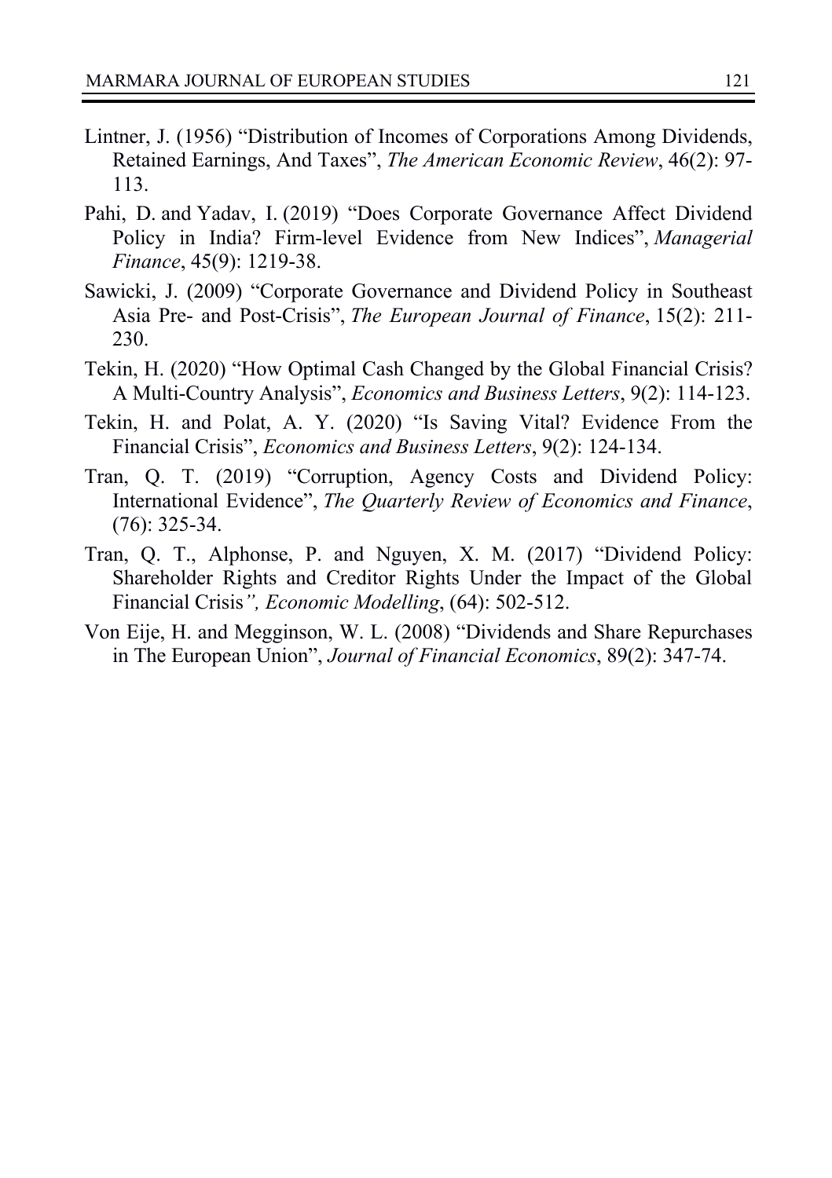Lintner, J. (1956) "Distribution of Incomes of Corporations Among Dividends, Retained Earnings, And Taxes", *The American Economic Review*, 46(2): 97-113.

Pahi, D. and Yadav, I. (2019) "Does Corporate Governance Affect Dividend Policy in India? Firm-level Evidence from New Indices", *Managerial Finance*, 45(9): 1219-38.

Sawicki, J. (2009) "Corporate Governance and Dividend Policy in Southeast Asia Pre- and Post-Crisis", *The European Journal of Finance*, 15(2): 211-230.

Tekin, H. (2020) "How Optimal Cash Changed by the Global Financial Crisis? A Multi-Country Analysis", *Economics and Business Letters*, 9(2): 114-123.

Tekin, H. and Polat, A. Y. (2020) "Is Saving Vital? Evidence From the Financial Crisis", *Economics and Business Letters*, 9(2): 124-134.

Tran, Q. T. (2019) "Corruption, Agency Costs and Dividend Policy: International Evidence", *The Quarterly Review of Economics and Finance*, (76): 325-34.

Tran, Q. T., Alphonse, P. and Nguyen, X. M. (2017) "Dividend Policy: Shareholder Rights and Creditor Rights Under the Impact of the Global Financial Crisis*", Economic Modelling*, (64): 502-512.

Von Eije, H. and Megginson, W. L. (2008) "Dividends and Share Repurchases in The European Union", *Journal of Financial Economics*, 89(2): 347-74.